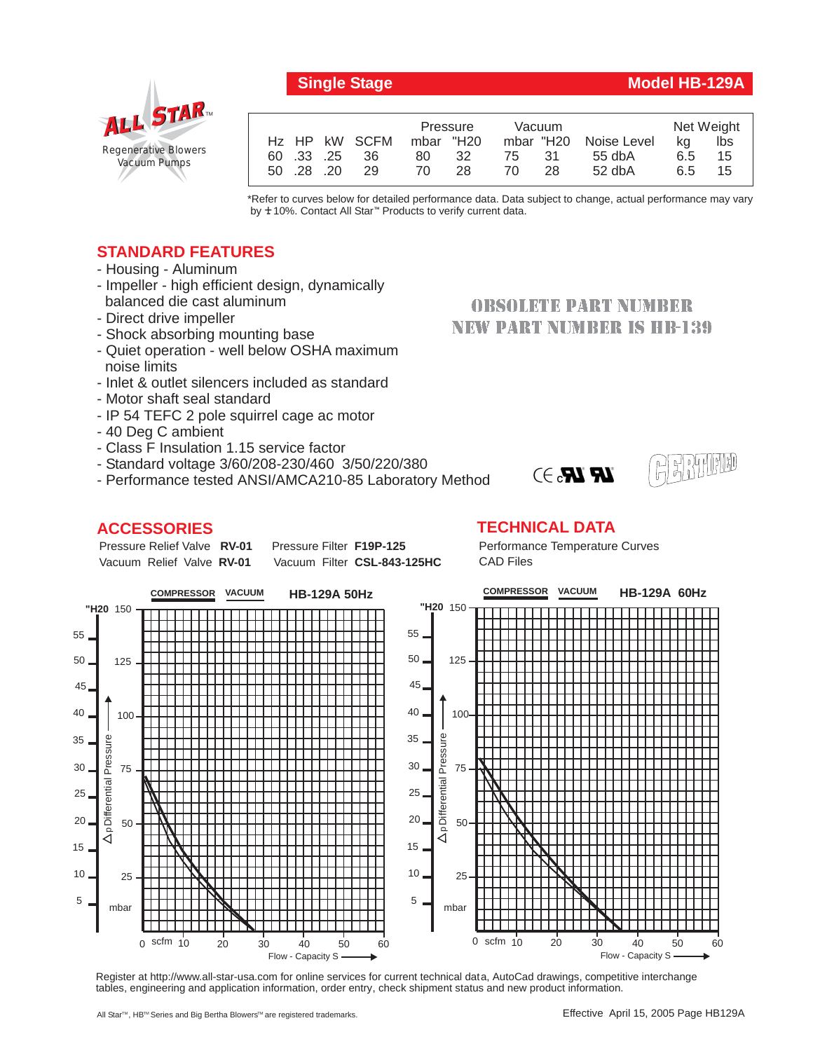**Single Stage** — **Model HB-129A**

ALL STAR™
Regenerative Blowers
Vacuum Pumps

| Hz | HP | kW | SCFM | Pressure mbar | Pressure "H20 | Vacuum mbar | Vacuum "H20 | Noise Level | Net Weight kg | Net Weight lbs |
|---|---|---|---|---|---|---|---|---|---|---|
| 60 | .33 | .25 | 36 | 80 | 32 | 75 | 31 | 55 dbA | 6.5 | 15 |
| 50 | .28 | .20 | 29 | 70 | 28 | 70 | 28 | 52 dbA | 6.5 | 15 |

*Refer to curves below for detailed performance data. Data subject to change, actual performance may vary by ± 10%. Contact All Star™ Products to verify current data.

## STANDARD FEATURES

- Housing - Aluminum
- Impeller - high efficient design, dynamically balanced die cast aluminum
- Direct drive impeller
- Shock absorbing mounting base
- Quiet operation - well below OSHA maximum noise limits
- Inlet & outlet silencers included as standard
- Motor shaft seal standard
- IP 54 TEFC 2 pole squirrel cage ac motor
- 40 Deg C ambient
- Class F Insulation 1.15 service factor
- Standard voltage 3/60/208-230/460 3/50/220/380
- Performance tested ANSI/AMCA210-85 Laboratory Method

OBSOLETE PART NUMBER
NEW PART NUMBER IS HB-139

CE cUL UL CERTIFIED

## ACCESSORIES

Pressure Relief Valve **RV-01** Pressure Filter **F19P-125**
Vacuum Relief Valve **RV-01** Vacuum Filter **CSL-843-125HC**

## TECHNICAL DATA

Performance Temperature Curves
CAD Files

**COMPRESSOR** **VACUUM** **HB-129A 50Hz**

**COMPRESSOR** **VACUUM** **HB-129A 60Hz**

Δp Differential Pressure ("H20 / mbar) vs. Flow - Capacity S (scfm)

Register at http://www.all-star-usa.com for online services for current technical data, AutoCad drawings, competitive interchange tables, engineering and application information, order entry, check shipment status and new product information.

All Star™, HB™ Series and Big Bertha Blowers™ are registered trademarks.

Effective April 15, 2005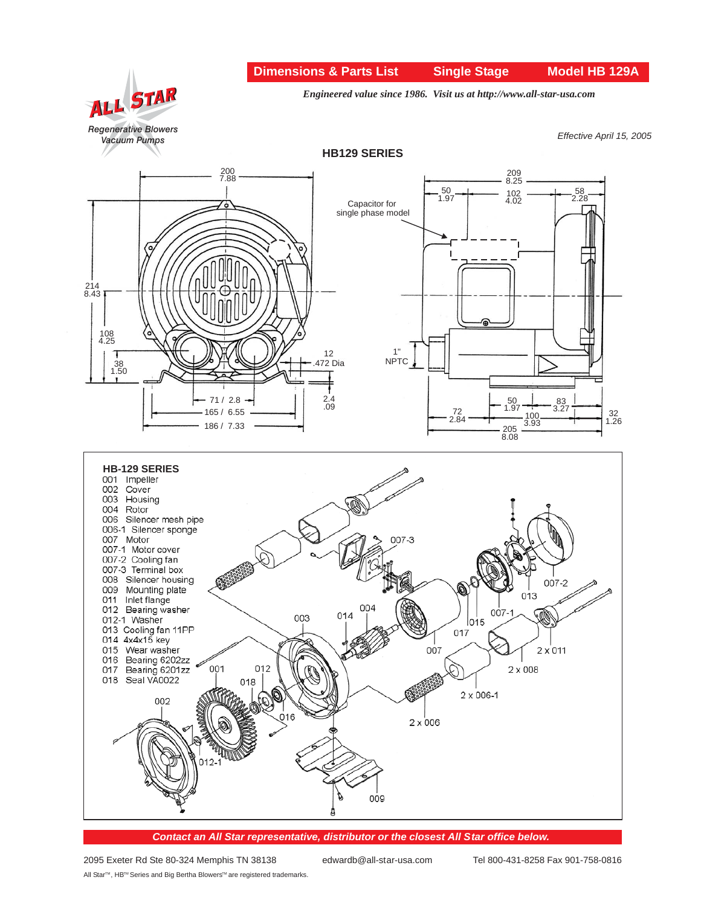## Dimensions & Parts List — Single Stage — Model HB 129A

ALL STAR
*Regenerative Blowers*
*Vacuum Pumps*

***Engineered value since 1986. Visit us at http://www.all-star-usa.com***

*Effective April 15, 2005*

### HB129 SERIES

200
7.88

214
8.43

108
4.25

38
1.50

71 / 2.8
165 / 6.55
186 / 7.33

12
.472 Dia

2.4
.09

Capacitor for single phase model

1"
NPTC

209
8.25

50
1.97

102
4.02

58
2.28

72
2.84

50
1.97

100
3.93

83
3.27

205
8.08

32
1.26

### HB-129 SERIES

- 001 Impeller
- 002 Cover
- 003 Housing
- 004 Rotor
- 006 Silencer mesh pipe
- 006-1 Silencer sponge
- 007 Motor
- 007-1 Motor cover
- 007-2 Cooling fan
- 007-3 Terminal box
- 008 Silencer housing
- 009 Mounting plate
- 011 Inlet flange
- 012 Bearing washer
- 012-1 Washer
- 013 Cooling fan 11PP
- 014 4x4x15 key
- 015 Wear washer
- 016 Bearing 6202zz
- 017 Bearing 6201zz
- 018 Seal VA0022

007-3, 007-2, 013, 007-1, 015, 017, 007, 004, 014, 003, 001, 012, 018, 016, 002, 012-1, 009, 2 x 011, 2 x 008, 2 x 006-1, 2 x 006

***Contact an All Star representative, distributor or the closest All Star office below.***

2095 Exeter Rd Ste 80-324 Memphis TN 38138    edwardb@all-star-usa.com    Tel 800-431-8258 Fax 901-758-0816

All Star™, HB™ Series and Big Bertha Blowers™ are registered trademarks.